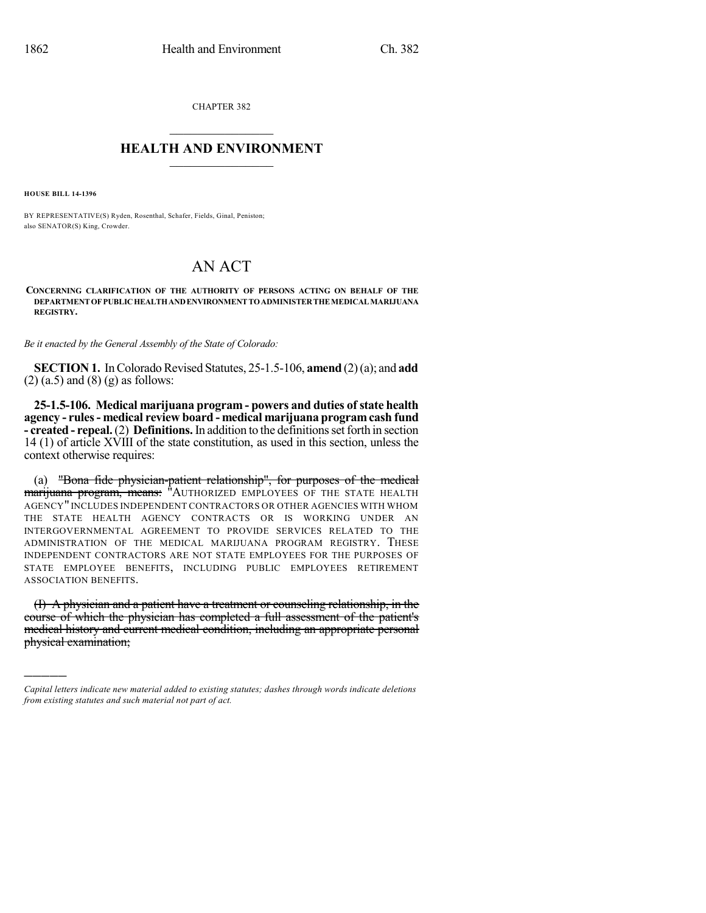CHAPTER 382

## HEALTH AND ENVIRONMENT

**HOUSE BILL 14-1396**

BY REPRESENTATIVE(S) Ryden, Rosenthal, Schafer, Fields, Ginal, Peniston;
also SENATOR(S) King, Crowder.

# AN ACT

**CONCERNING CLARIFICATION OF THE AUTHORITY OF PERSONS ACTING ON BEHALF OF THE DEPARTMENT OF PUBLIC HEALTH AND ENVIRONMENT TO ADMINISTER THE MEDICAL MARIJUANA REGISTRY.**

*Be it enacted by the General Assembly of the State of Colorado:*

**SECTION 1.** In Colorado Revised Statutes, 25-1.5-106, **amend** (2) (a); and **add** (2) (a.5) and (8) (g) as follows:

**25-1.5-106. Medical marijuana program - powers and duties of state health agency - rules - medical review board - medical marijuana program cash fund - created - repeal.** (2) **Definitions.** In addition to the definitions set forth in section 14 (1) of article XVIII of the state constitution, as used in this section, unless the context otherwise requires:

(a) ~~"Bona fide physician-patient relationship", for purposes of the medical marijuana program, means:~~ "AUTHORIZED EMPLOYEES OF THE STATE HEALTH AGENCY" INCLUDES INDEPENDENT CONTRACTORS OR OTHER AGENCIES WITH WHOM THE STATE HEALTH AGENCY CONTRACTS OR IS WORKING UNDER AN INTERGOVERNMENTAL AGREEMENT TO PROVIDE SERVICES RELATED TO THE ADMINISTRATION OF THE MEDICAL MARIJUANA PROGRAM REGISTRY. THESE INDEPENDENT CONTRACTORS ARE NOT STATE EMPLOYEES FOR THE PURPOSES OF STATE EMPLOYEE BENEFITS, INCLUDING PUBLIC EMPLOYEES RETIREMENT ASSOCIATION BENEFITS.

~~(I) A physician and a patient have a treatment or counseling relationship, in the course of which the physician has completed a full assessment of the patient's medical history and current medical condition, including an appropriate personal physical examination;~~

---

*Capital letters indicate new material added to existing statutes; dashes through words indicate deletions from existing statutes and such material not part of act.*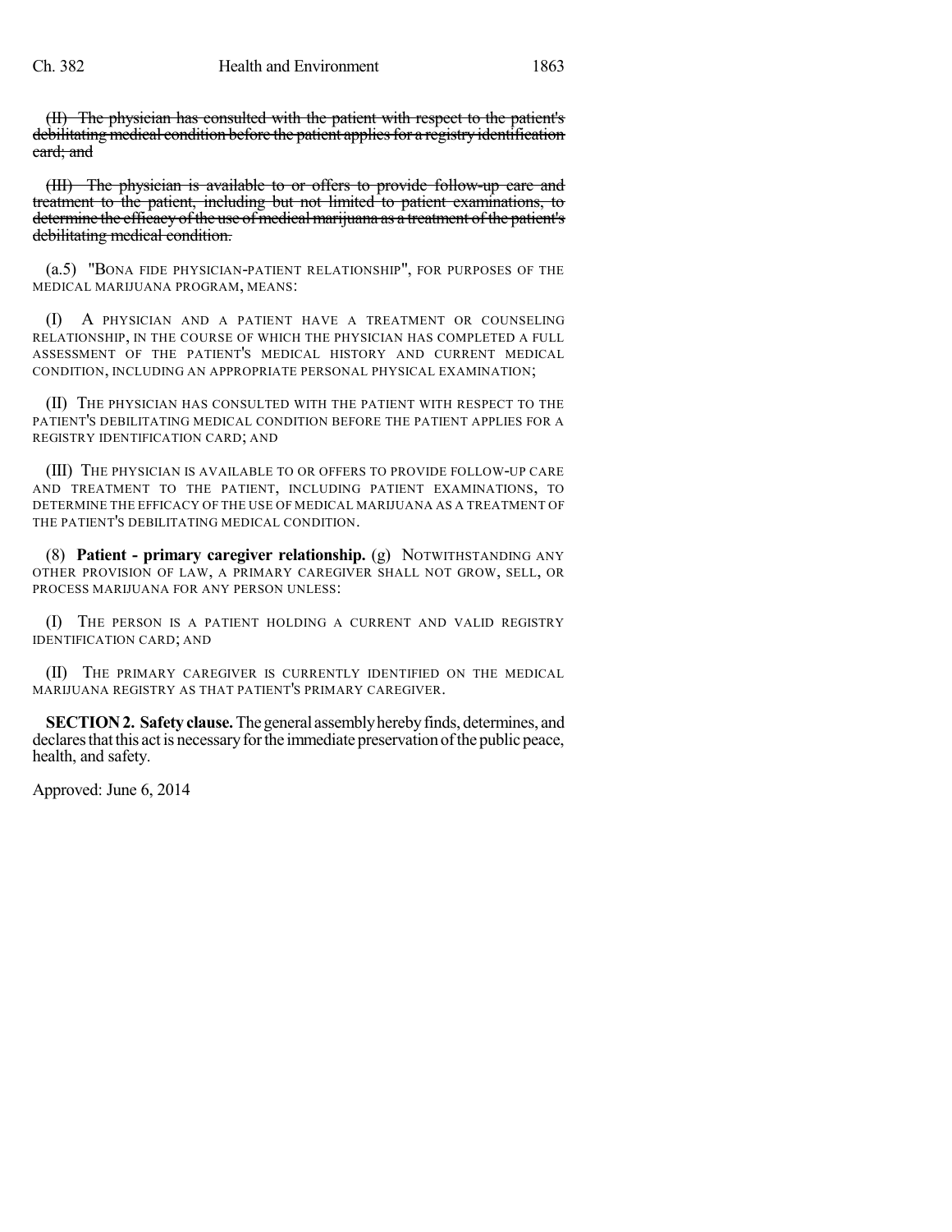~~(II) The physician has consulted with the patient with respect to the patient's debilitating medical condition before the patient applies for a registry identification card; and~~

~~(III) The physician is available to or offers to provide follow-up care and treatment to the patient, including but not limited to patient examinations, to determine the efficacy of the use of medical marijuana as a treatment of the patient's debilitating medical condition.~~

(a.5) "BONA FIDE PHYSICIAN-PATIENT RELATIONSHIP", FOR PURPOSES OF THE MEDICAL MARIJUANA PROGRAM, MEANS:

(I) A PHYSICIAN AND A PATIENT HAVE A TREATMENT OR COUNSELING RELATIONSHIP, IN THE COURSE OF WHICH THE PHYSICIAN HAS COMPLETED A FULL ASSESSMENT OF THE PATIENT'S MEDICAL HISTORY AND CURRENT MEDICAL CONDITION, INCLUDING AN APPROPRIATE PERSONAL PHYSICAL EXAMINATION;

(II) THE PHYSICIAN HAS CONSULTED WITH THE PATIENT WITH RESPECT TO THE PATIENT'S DEBILITATING MEDICAL CONDITION BEFORE THE PATIENT APPLIES FOR A REGISTRY IDENTIFICATION CARD; AND

(III) THE PHYSICIAN IS AVAILABLE TO OR OFFERS TO PROVIDE FOLLOW-UP CARE AND TREATMENT TO THE PATIENT, INCLUDING PATIENT EXAMINATIONS, TO DETERMINE THE EFFICACY OF THE USE OF MEDICAL MARIJUANA AS A TREATMENT OF THE PATIENT'S DEBILITATING MEDICAL CONDITION.

(8) **Patient - primary caregiver relationship.** (g) NOTWITHSTANDING ANY OTHER PROVISION OF LAW, A PRIMARY CAREGIVER SHALL NOT GROW, SELL, OR PROCESS MARIJUANA FOR ANY PERSON UNLESS:

(I) THE PERSON IS A PATIENT HOLDING A CURRENT AND VALID REGISTRY IDENTIFICATION CARD; AND

(II) THE PRIMARY CAREGIVER IS CURRENTLY IDENTIFIED ON THE MEDICAL MARIJUANA REGISTRY AS THAT PATIENT'S PRIMARY CAREGIVER.

**SECTION 2. Safety clause.** The general assembly hereby finds, determines, and declares that this act is necessary for the immediate preservation of the public peace, health, and safety.

Approved: June 6, 2014